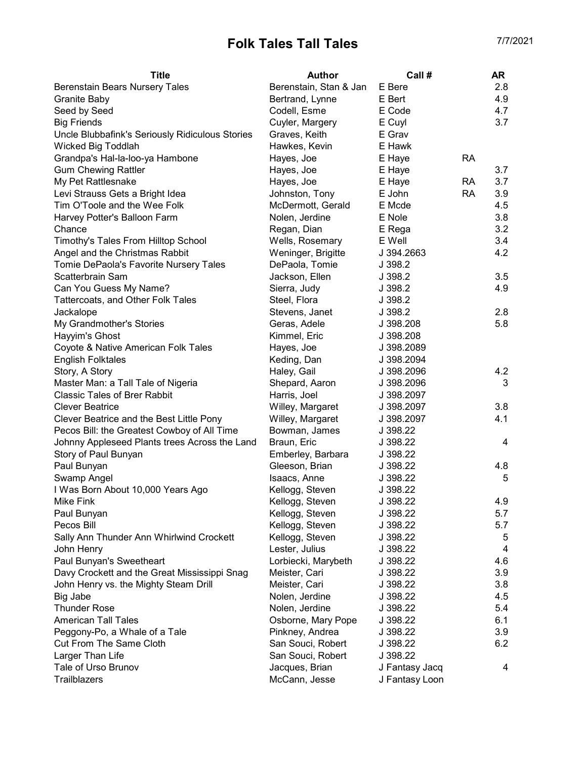# Folk Tales Tall Tales

7/7/2021

| Title | Author | Call # | | AR |
|---|---|---|---|---|
| Berenstain Bears Nursery Tales | Berenstain, Stan & Jan | E Bere | | 2.8 |
| Granite Baby | Bertrand, Lynne | E Bert | | 4.9 |
| Seed by Seed | Codell, Esme | E Code | | 4.7 |
| Big Friends | Cuyler, Margery | E Cuyl | | 3.7 |
| Uncle Blubbafink's Seriously Ridiculous Stories | Graves, Keith | E Grav | | |
| Wicked Big Toddlah | Hawkes, Kevin | E Hawk | | |
| Grandpa's Hal-la-loo-ya Hambone | Hayes, Joe | E Haye | RA | |
| Gum Chewing Rattler | Hayes, Joe | E Haye | | 3.7 |
| My Pet Rattlesnake | Hayes, Joe | E Haye | RA | 3.7 |
| Levi Strauss Gets a Bright Idea | Johnston, Tony | E John | RA | 3.9 |
| Tim O'Toole and the Wee Folk | McDermott, Gerald | E Mcde | | 4.5 |
| Harvey Potter's Balloon Farm | Nolen, Jerdine | E Nole | | 3.8 |
| Chance | Regan, Dian | E Rega | | 3.2 |
| Timothy's Tales From Hilltop School | Wells, Rosemary | E Well | | 3.4 |
| Angel and the Christmas Rabbit | Weninger, Brigitte | J 394.2663 | | 4.2 |
| Tomie DePaola's Favorite Nursery Tales | DePaola, Tomie | J 398.2 | | |
| Scatterbrain Sam | Jackson, Ellen | J 398.2 | | 3.5 |
| Can You Guess My Name? | Sierra, Judy | J 398.2 | | 4.9 |
| Tattercoats, and Other Folk Tales | Steel, Flora | J 398.2 | | |
| Jackalope | Stevens, Janet | J 398.2 | | 2.8 |
| My Grandmother's Stories | Geras, Adele | J 398.208 | | 5.8 |
| Hayyim's Ghost | Kimmel, Eric | J 398.208 | | |
| Coyote & Native American Folk Tales | Hayes, Joe | J 398.2089 | | |
| English Folktales | Keding, Dan | J 398.2094 | | |
| Story, A Story | Haley, Gail | J 398.2096 | | 4.2 |
| Master Man: a Tall Tale of Nigeria | Shepard, Aaron | J 398.2096 | | 3 |
| Classic Tales of Brer Rabbit | Harris, Joel | J 398.2097 | | |
| Clever Beatrice | Willey, Margaret | J 398.2097 | | 3.8 |
| Clever Beatrice and the Best Little Pony | Willey, Margaret | J 398.2097 | | 4.1 |
| Pecos Bill: the Greatest Cowboy of All Time | Bowman, James | J 398.22 | | |
| Johnny Appleseed Plants trees Across the Land | Braun, Eric | J 398.22 | | 4 |
| Story of Paul Bunyan | Emberley, Barbara | J 398.22 | | |
| Paul Bunyan | Gleeson, Brian | J 398.22 | | 4.8 |
| Swamp Angel | Isaacs, Anne | J 398.22 | | 5 |
| I Was Born About 10,000 Years Ago | Kellogg, Steven | J 398.22 | | |
| Mike Fink | Kellogg, Steven | J 398.22 | | 4.9 |
| Paul Bunyan | Kellogg, Steven | J 398.22 | | 5.7 |
| Pecos Bill | Kellogg, Steven | J 398.22 | | 5.7 |
| Sally Ann Thunder Ann Whirlwind Crockett | Kellogg, Steven | J 398.22 | | 5 |
| John Henry | Lester, Julius | J 398.22 | | 4 |
| Paul Bunyan's Sweetheart | Lorbiecki, Marybeth | J 398.22 | | 4.6 |
| Davy Crockett and the Great Mississippi Snag | Meister, Cari | J 398.22 | | 3.9 |
| John Henry vs. the Mighty Steam Drill | Meister, Cari | J 398.22 | | 3.8 |
| Big Jabe | Nolen, Jerdine | J 398.22 | | 4.5 |
| Thunder Rose | Nolen, Jerdine | J 398.22 | | 5.4 |
| American Tall Tales | Osborne, Mary Pope | J 398.22 | | 6.1 |
| Peggony-Po, a Whale of a Tale | Pinkney, Andrea | J 398.22 | | 3.9 |
| Cut From The Same Cloth | San Souci, Robert | J 398.22 | | 6.2 |
| Larger Than Life | San Souci, Robert | J 398.22 | | |
| Tale of Urso Brunov | Jacques, Brian | J Fantasy Jacq | | 4 |
| Trailblazers | McCann, Jesse | J Fantasy Loon | | |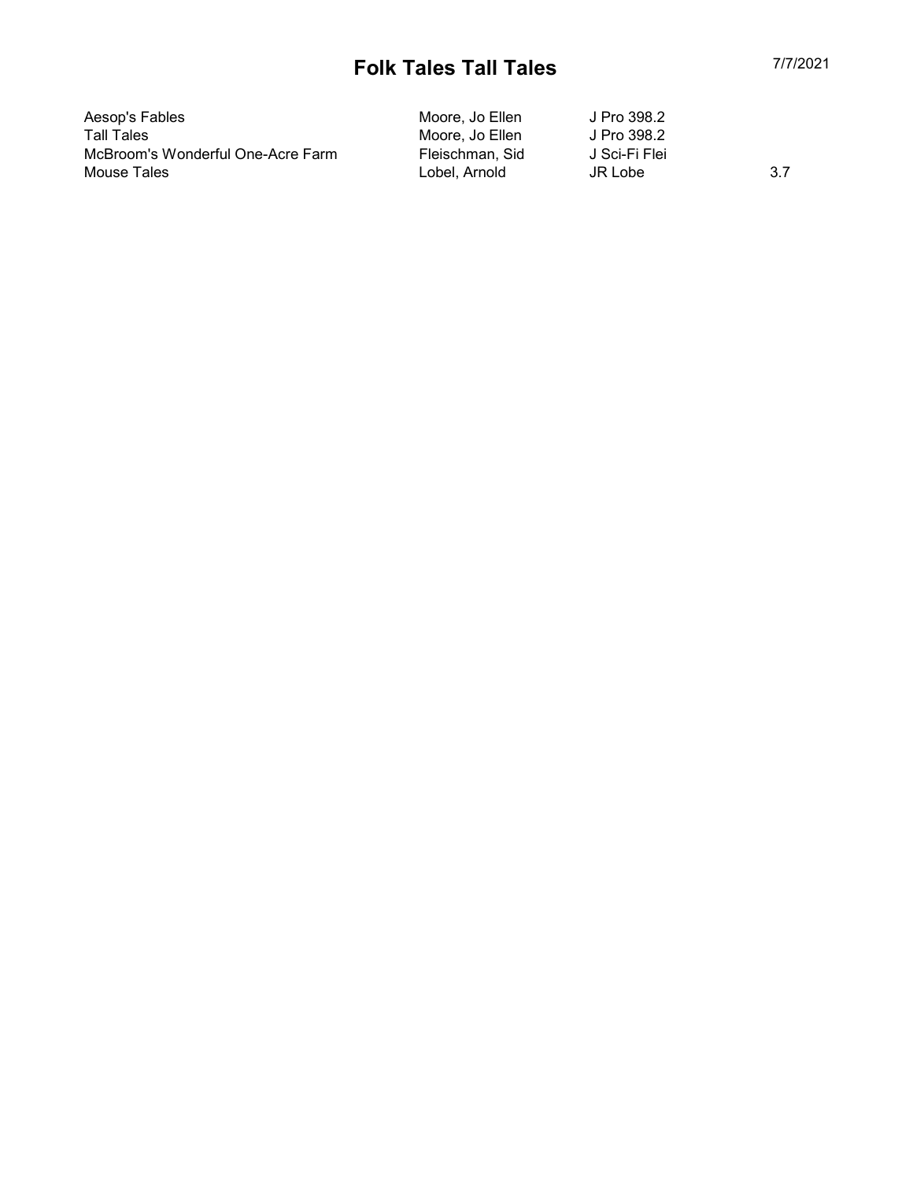# Folk Tales Tall Tales

7/7/2021

| | | | |
|---|---|---|---|
| Aesop's Fables | Moore, Jo Ellen | J Pro 398.2 | |
| Tall Tales | Moore, Jo Ellen | J Pro 398.2 | |
| McBroom's Wonderful One-Acre Farm | Fleischman, Sid | J Sci-Fi Flei | |
| Mouse Tales | Lobel, Arnold | JR Lobe | 3.7 |